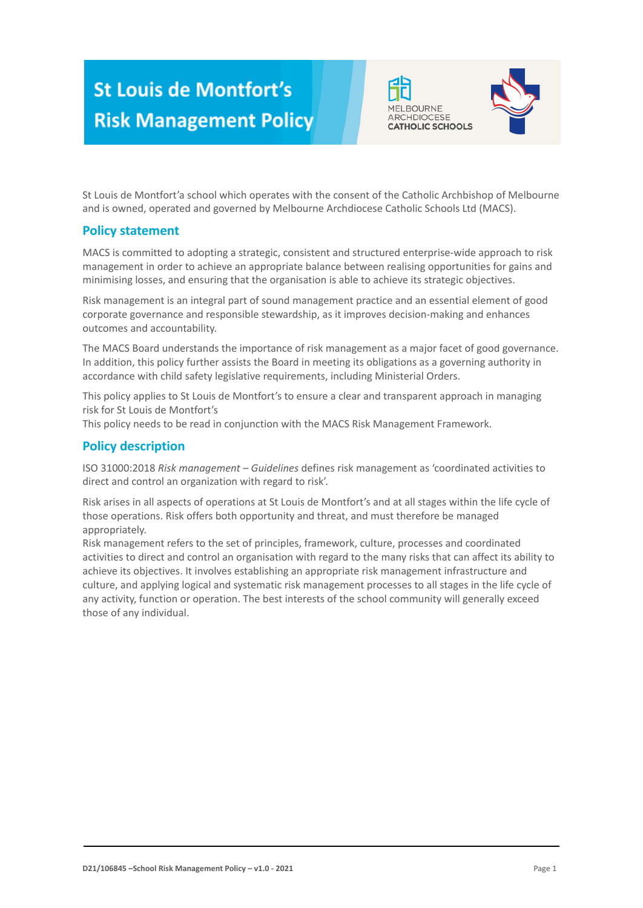# St Louis de Montfort's Risk Management Policy

MELBOURNE ARCHDIOCESE CATHOLIC SCHOOLS

St Louis de Montfort'a school which operates with the consent of the Catholic Archbishop of Melbourne and is owned, operated and governed by Melbourne Archdiocese Catholic Schools Ltd (MACS).

## Policy statement

MACS is committed to adopting a strategic, consistent and structured enterprise-wide approach to risk management in order to achieve an appropriate balance between realising opportunities for gains and minimising losses, and ensuring that the organisation is able to achieve its strategic objectives.

Risk management is an integral part of sound management practice and an essential element of good corporate governance and responsible stewardship, as it improves decision-making and enhances outcomes and accountability.

The MACS Board understands the importance of risk management as a major facet of good governance. In addition, this policy further assists the Board in meeting its obligations as a governing authority in accordance with child safety legislative requirements, including Ministerial Orders.

This policy applies to St Louis de Montfort's to ensure a clear and transparent approach in managing risk for St Louis de Montfort's
This policy needs to be read in conjunction with the MACS Risk Management Framework.

## Policy description

ISO 31000:2018 *Risk management – Guidelines* defines risk management as 'coordinated activities to direct and control an organization with regard to risk'.

Risk arises in all aspects of operations at St Louis de Montfort's and at all stages within the life cycle of those operations. Risk offers both opportunity and threat, and must therefore be managed appropriately.
Risk management refers to the set of principles, framework, culture, processes and coordinated activities to direct and control an organisation with regard to the many risks that can affect its ability to achieve its objectives. It involves establishing an appropriate risk management infrastructure and culture, and applying logical and systematic risk management processes to all stages in the life cycle of any activity, function or operation. The best interests of the school community will generally exceed those of any individual.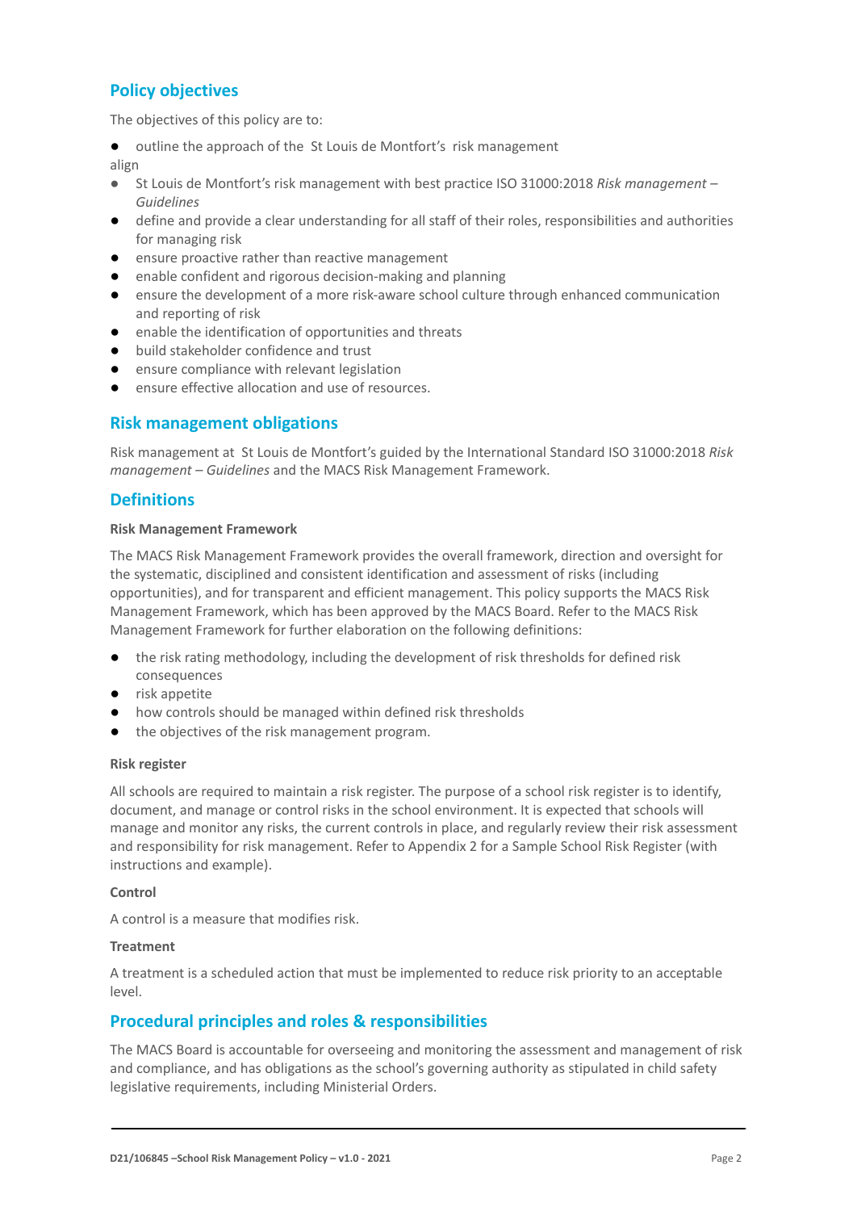## Policy objectives

The objectives of this policy are to:

- outline the approach of the St Louis de Montfort's risk management

align

- St Louis de Montfort's risk management with best practice ISO 31000:2018 *Risk management – Guidelines*
- define and provide a clear understanding for all staff of their roles, responsibilities and authorities for managing risk
- ensure proactive rather than reactive management
- enable confident and rigorous decision-making and planning
- ensure the development of a more risk-aware school culture through enhanced communication and reporting of risk
- enable the identification of opportunities and threats
- build stakeholder confidence and trust
- ensure compliance with relevant legislation
- ensure effective allocation and use of resources.

## Risk management obligations

Risk management at St Louis de Montfort's guided by the International Standard ISO 31000:2018 *Risk management – Guidelines* and the MACS Risk Management Framework.

## Definitions

**Risk Management Framework**

The MACS Risk Management Framework provides the overall framework, direction and oversight for the systematic, disciplined and consistent identification and assessment of risks (including opportunities), and for transparent and efficient management. This policy supports the MACS Risk Management Framework, which has been approved by the MACS Board. Refer to the MACS Risk Management Framework for further elaboration on the following definitions:

- the risk rating methodology, including the development of risk thresholds for defined risk consequences
- risk appetite
- how controls should be managed within defined risk thresholds
- the objectives of the risk management program.

**Risk register**

All schools are required to maintain a risk register. The purpose of a school risk register is to identify, document, and manage or control risks in the school environment. It is expected that schools will manage and monitor any risks, the current controls in place, and regularly review their risk assessment and responsibility for risk management. Refer to Appendix 2 for a Sample School Risk Register (with instructions and example).

**Control**

A control is a measure that modifies risk.

**Treatment**

A treatment is a scheduled action that must be implemented to reduce risk priority to an acceptable level.

## Procedural principles and roles & responsibilities

The MACS Board is accountable for overseeing and monitoring the assessment and management of risk and compliance, and has obligations as the school's governing authority as stipulated in child safety legislative requirements, including Ministerial Orders.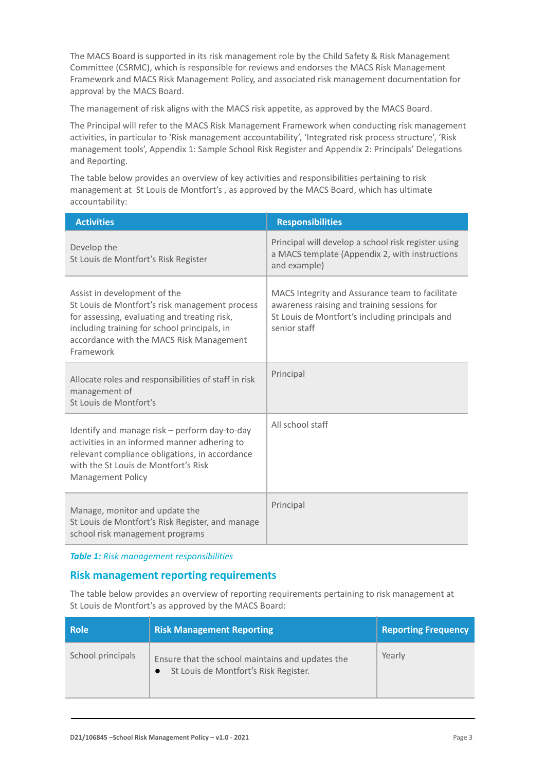The MACS Board is supported in its risk management role by the Child Safety & Risk Management Committee (CSRMC), which is responsible for reviews and endorses the MACS Risk Management Framework and MACS Risk Management Policy, and associated risk management documentation for approval by the MACS Board.

The management of risk aligns with the MACS risk appetite, as approved by the MACS Board.

The Principal will refer to the MACS Risk Management Framework when conducting risk management activities, in particular to 'Risk management accountability', 'Integrated risk process structure', 'Risk management tools', Appendix 1: Sample School Risk Register and Appendix 2: Principals' Delegations and Reporting.

The table below provides an overview of key activities and responsibilities pertaining to risk management at St Louis de Montfort's , as approved by the MACS Board, which has ultimate accountability:

| Activities | Responsibilities |
|---|---|
| Develop the St Louis de Montfort's Risk Register | Principal will develop a school risk register using a MACS template (Appendix 2, with instructions and example) |
| Assist in development of the St Louis de Montfort's risk management process for assessing, evaluating and treating risk, including training for school principals, in accordance with the MACS Risk Management Framework | MACS Integrity and Assurance team to facilitate awareness raising and training sessions for St Louis de Montfort's including principals and senior staff |
| Allocate roles and responsibilities of staff in risk management of St Louis de Montfort's | Principal |
| Identify and manage risk – perform day-to-day activities in an informed manner adhering to relevant compliance obligations, in accordance with the St Louis de Montfort's Risk Management Policy | All school staff |
| Manage, monitor and update the St Louis de Montfort's Risk Register, and manage school risk management programs | Principal |

***Table 1:*** *Risk management responsibilities*

## Risk management reporting requirements

The table below provides an overview of reporting requirements pertaining to risk management at St Louis de Montfort's as approved by the MACS Board:

| Role | Risk Management Reporting | Reporting Frequency |
|---|---|---|
| School principals | Ensure that the school maintains and updates the <br>● St Louis de Montfort's Risk Register. | Yearly |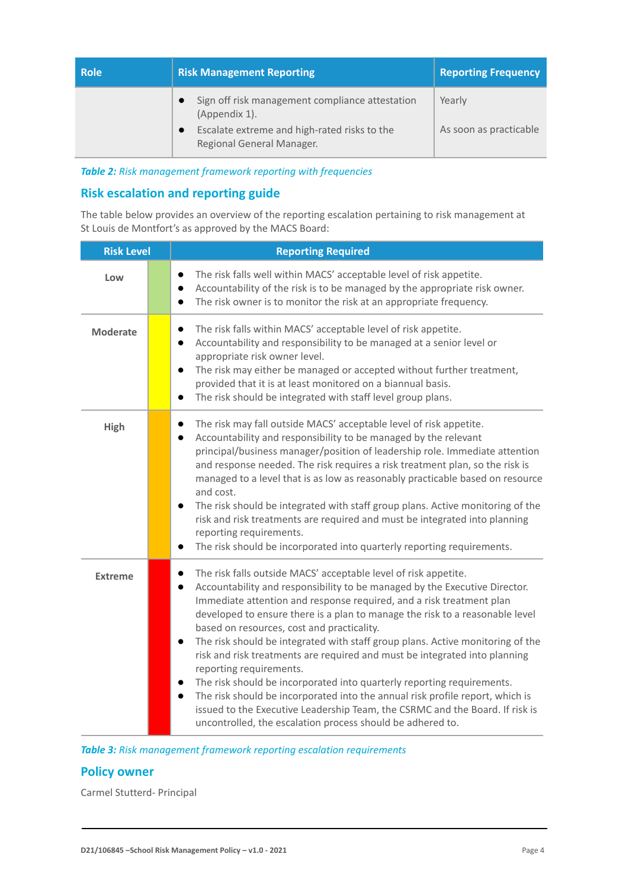| Role | Risk Management Reporting | Reporting Frequency |
|---|---|---|
| | • Sign off risk management compliance attestation (Appendix 1).<br>• Escalate extreme and high-rated risks to the Regional General Manager. | Yearly<br><br>As soon as practicable |

*Table 2: Risk management framework reporting with frequencies*

## Risk escalation and reporting guide

The table below provides an overview of the reporting escalation pertaining to risk management at St Louis de Montfort's as approved by the MACS Board:

| Risk Level | Reporting Required |
|---|---|
| **Low** | • The risk falls well within MACS' acceptable level of risk appetite.<br>• Accountability of the risk is to be managed by the appropriate risk owner.<br>• The risk owner is to monitor the risk at an appropriate frequency. |
| **Moderate** | • The risk falls within MACS' acceptable level of risk appetite.<br>• Accountability and responsibility to be managed at a senior level or appropriate risk owner level.<br>• The risk may either be managed or accepted without further treatment, provided that it is at least monitored on a biannual basis.<br>• The risk should be integrated with staff level group plans. |
| **High** | • The risk may fall outside MACS' acceptable level of risk appetite.<br>• Accountability and responsibility to be managed by the relevant principal/business manager/position of leadership role. Immediate attention and response needed. The risk requires a risk treatment plan, so the risk is managed to a level that is as low as reasonably practicable based on resource and cost.<br>• The risk should be integrated with staff group plans. Active monitoring of the risk and risk treatments are required and must be integrated into planning reporting requirements.<br>• The risk should be incorporated into quarterly reporting requirements. |
| **Extreme** | • The risk falls outside MACS' acceptable level of risk appetite.<br>• Accountability and responsibility to be managed by the Executive Director. Immediate attention and response required, and a risk treatment plan developed to ensure there is a plan to manage the risk to a reasonable level based on resources, cost and practicality.<br>• The risk should be integrated with staff group plans. Active monitoring of the risk and risk treatments are required and must be integrated into planning reporting requirements.<br>• The risk should be incorporated into quarterly reporting requirements.<br>• The risk should be incorporated into the annual risk profile report, which is issued to the Executive Leadership Team, the CSRMC and the Board. If risk is uncontrolled, the escalation process should be adhered to. |

*Table 3: Risk management framework reporting escalation requirements*

## Policy owner

Carmel Stutterd- Principal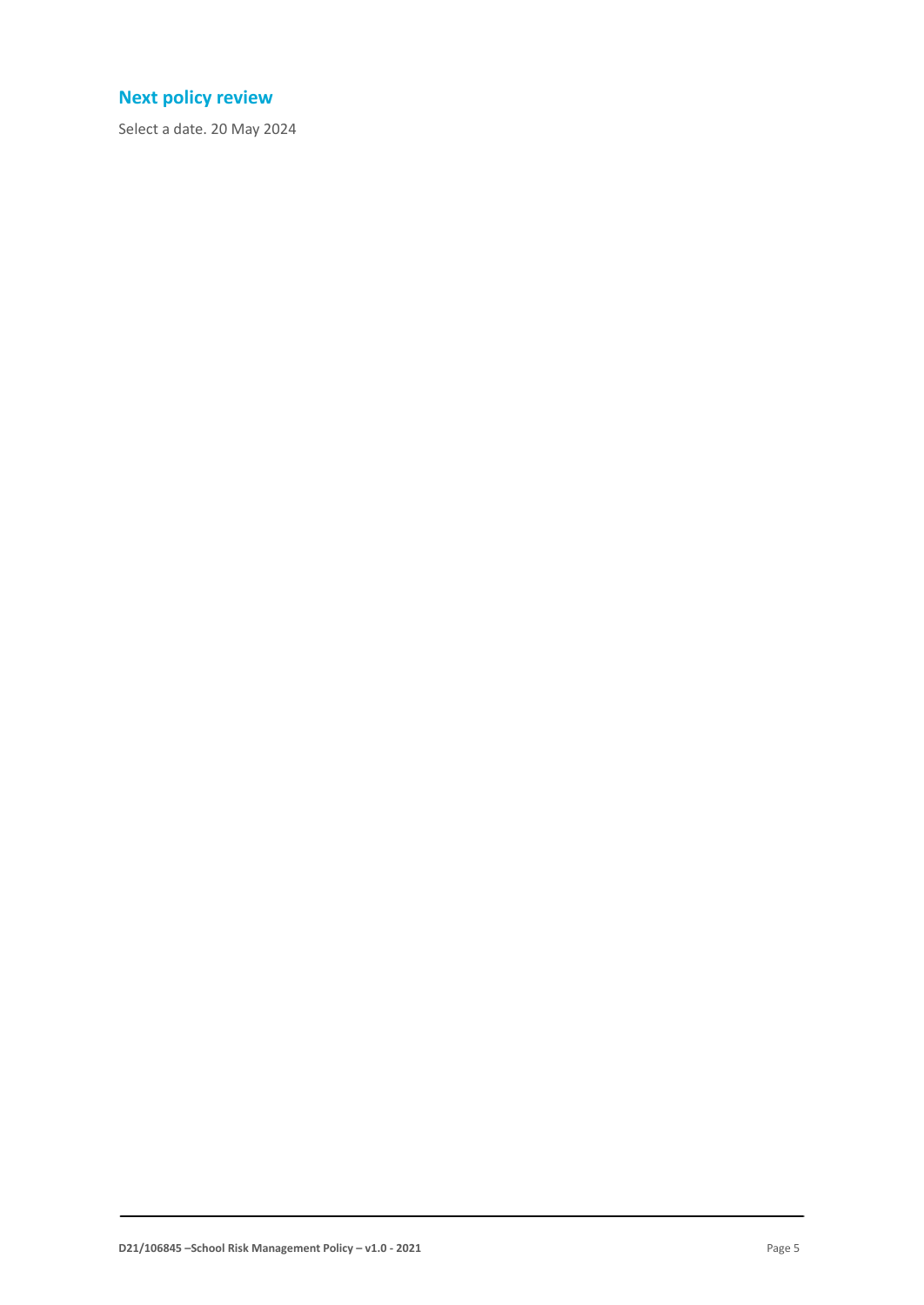## Next policy review

Select a date. 20 May 2024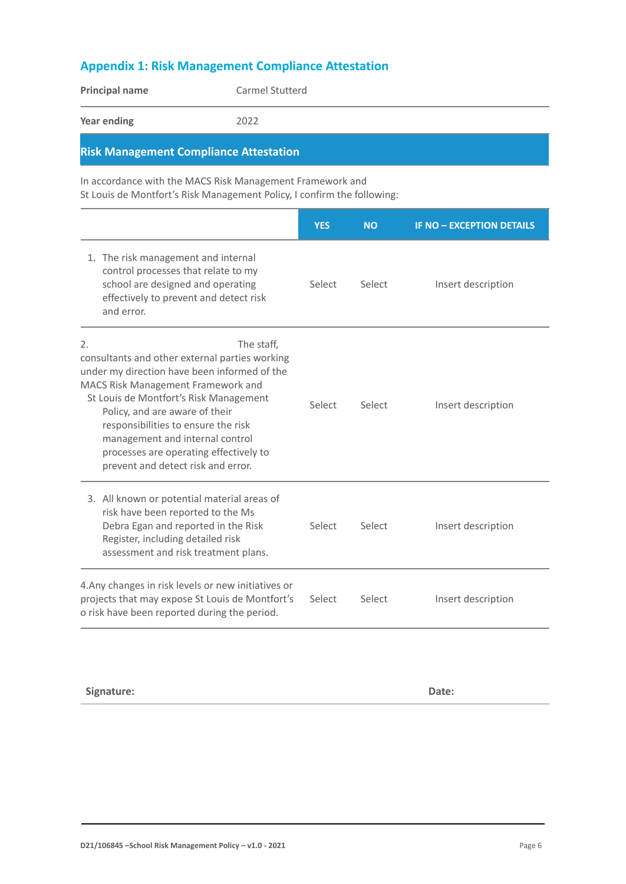## Appendix 1: Risk Management Compliance Attestation

| | |
|---|---|
| **Principal name** | Carmel Stutterd |
| **Year ending** | 2022 |

### Risk Management Compliance Attestation

In accordance with the MACS Risk Management Framework and St Louis de Montfort's Risk Management Policy, I confirm the following:

| | YES | NO | IF NO – EXCEPTION DETAILS |
|---|---|---|---|
| 1. The risk management and internal control processes that relate to my school are designed and operating effectively to prevent and detect risk and error. | Select | Select | Insert description |
| 2. The staff, consultants and other external parties working under my direction have been informed of the MACS Risk Management Framework and St Louis de Montfort's Risk Management Policy, and are aware of their responsibilities to ensure the risk management and internal control processes are operating effectively to prevent and detect risk and error. | Select | Select | Insert description |
| 3. All known or potential material areas of risk have been reported to the Ms Debra Egan and reported in the Risk Register, including detailed risk assessment and risk treatment plans. | Select | Select | Insert description |
| 4.Any changes in risk levels or new initiatives or projects that may expose St Louis de Montfort's o risk have been reported during the period. | Select | Select | Insert description |

**Signature:** **Date:**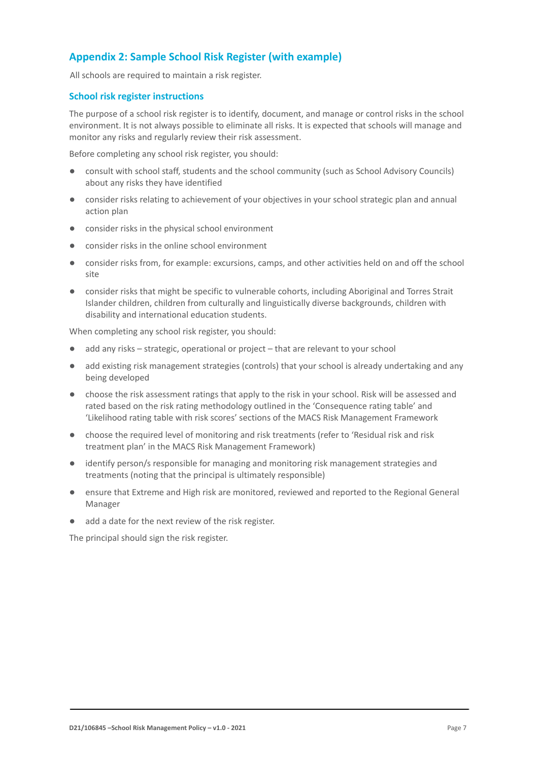## Appendix 2: Sample School Risk Register (with example)

All schools are required to maintain a risk register.

### School risk register instructions

The purpose of a school risk register is to identify, document, and manage or control risks in the school environment. It is not always possible to eliminate all risks. It is expected that schools will manage and monitor any risks and regularly review their risk assessment.

Before completing any school risk register, you should:

- consult with school staff, students and the school community (such as School Advisory Councils) about any risks they have identified
- consider risks relating to achievement of your objectives in your school strategic plan and annual action plan
- consider risks in the physical school environment
- consider risks in the online school environment
- consider risks from, for example: excursions, camps, and other activities held on and off the school site
- consider risks that might be specific to vulnerable cohorts, including Aboriginal and Torres Strait Islander children, children from culturally and linguistically diverse backgrounds, children with disability and international education students.

When completing any school risk register, you should:

- add any risks – strategic, operational or project – that are relevant to your school
- add existing risk management strategies (controls) that your school is already undertaking and any being developed
- choose the risk assessment ratings that apply to the risk in your school. Risk will be assessed and rated based on the risk rating methodology outlined in the 'Consequence rating table' and 'Likelihood rating table with risk scores' sections of the MACS Risk Management Framework
- choose the required level of monitoring and risk treatments (refer to 'Residual risk and risk treatment plan' in the MACS Risk Management Framework)
- identify person/s responsible for managing and monitoring risk management strategies and treatments (noting that the principal is ultimately responsible)
- ensure that Extreme and High risk are monitored, reviewed and reported to the Regional General Manager
- add a date for the next review of the risk register.

The principal should sign the risk register.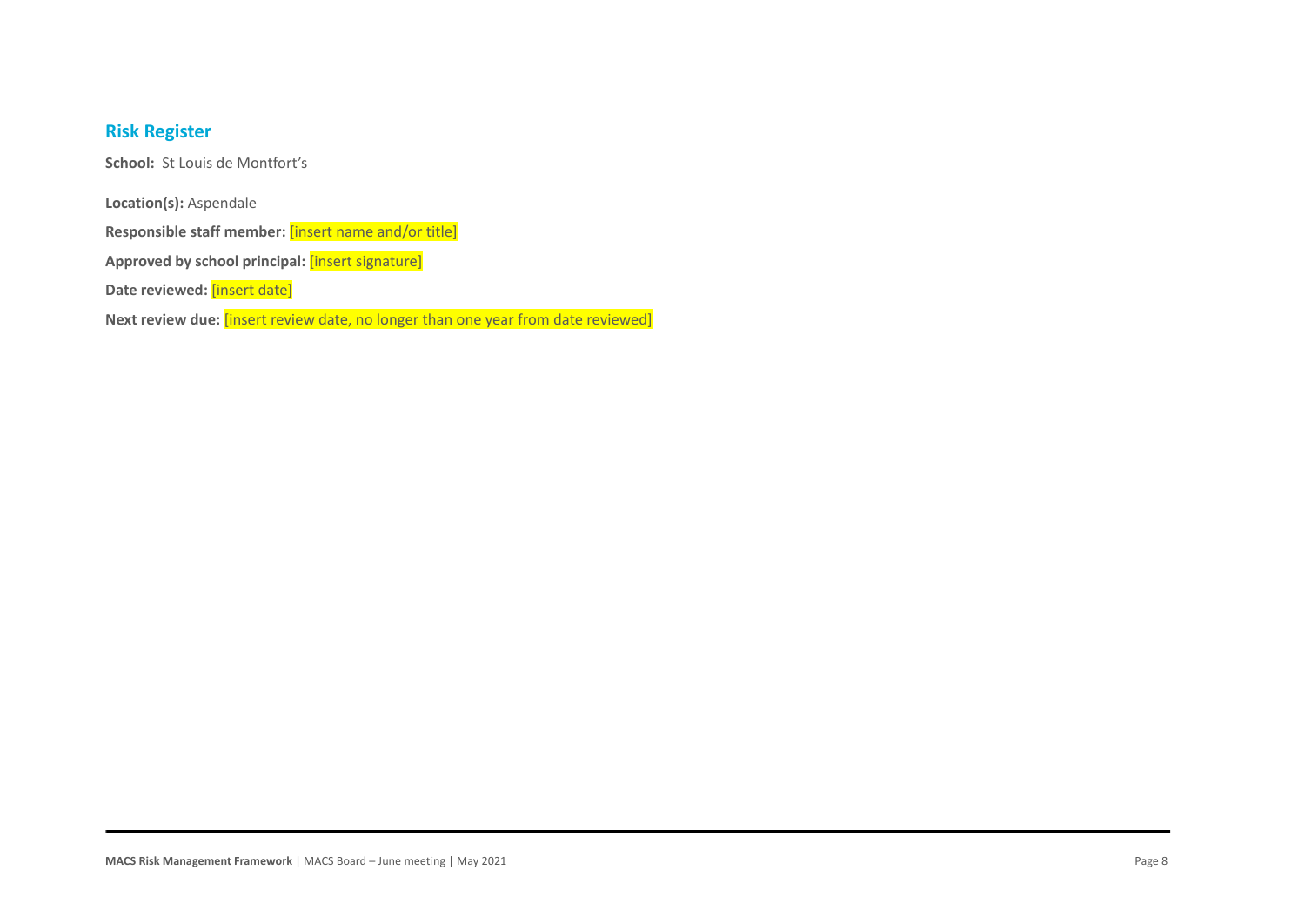## Risk Register

**School:** St Louis de Montfort's

**Location(s):** Aspendale

**Responsible staff member:** [insert name and/or title]

**Approved by school principal:** [insert signature]

**Date reviewed:** [insert date]

**Next review due:** [insert review date, no longer than one year from date reviewed]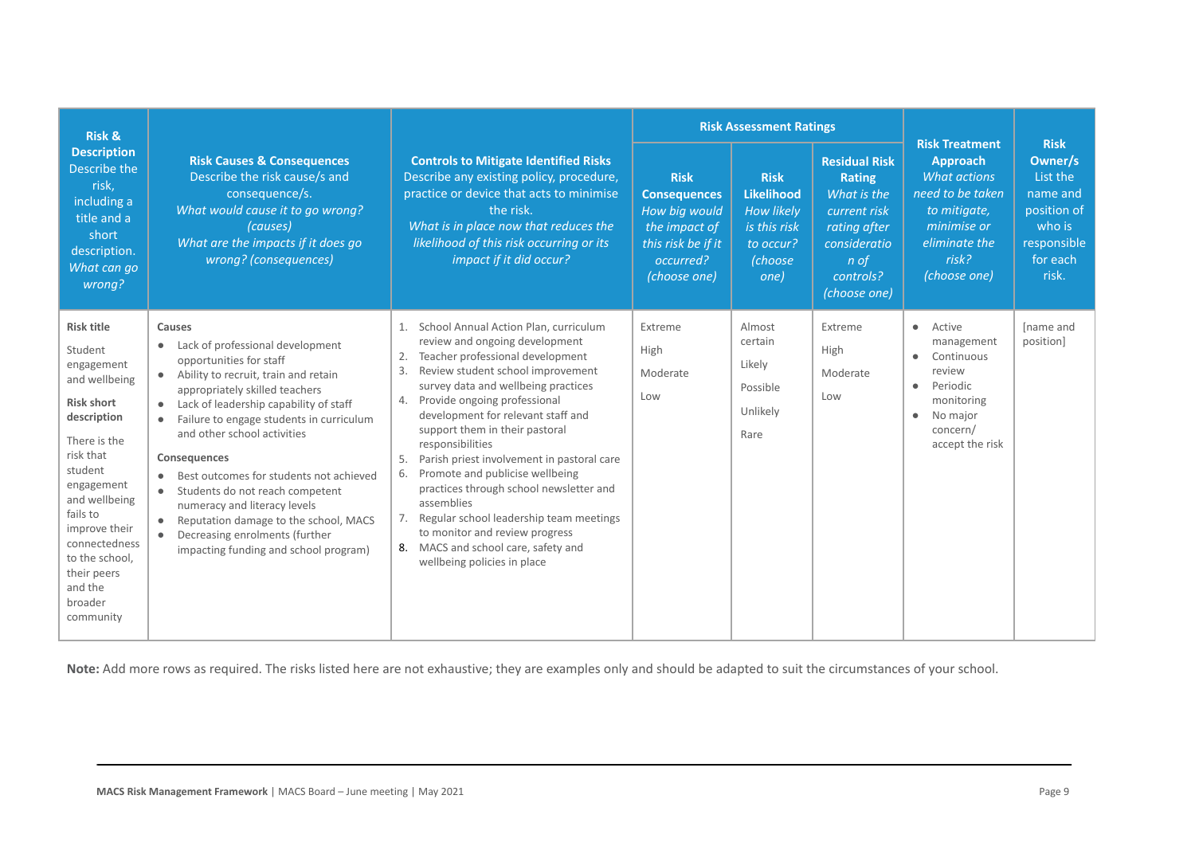| **Risk & Description** Describe the risk, including a title and a short description. *What can go wrong?* | **Risk Causes & Consequences** Describe the risk cause/s and consequence/s. *What would cause it to go wrong? (causes)* *What are the impacts if it does go wrong? (consequences)* | **Controls to Mitigate Identified Risks** Describe any existing policy, procedure, practice or device that acts to minimise the risk. *What is in place now that reduces the likelihood of this risk occurring or its impact if it did occur?* | **Risk Assessment Ratings** | | | **Risk Treatment Approach** *What actions need to be taken to mitigate, minimise or eliminate the risk? (choose one)* | **Risk Owner/s** List the name and position of who is responsible for each risk. |
|---|---|---|---|---|---|---|---|
| | | | **Risk Consequences** *How big would the impact of this risk be if it occurred? (choose one)* | **Risk Likelihood** *How likely is this risk to occur? (choose one)* | **Residual Risk Rating** *What is the current risk rating after consideration of controls? (choose one)* | | |
| **Risk title**<br>Student engagement and wellbeing<br>**Risk short description**<br>There is the risk that student engagement and wellbeing fails to improve their connectedness to the school, their peers and the broader community | **Causes**<br>• Lack of professional development opportunities for staff<br>• Ability to recruit, train and retain appropriately skilled teachers<br>• Lack of leadership capability of staff<br>• Failure to engage students in curriculum and other school activities<br>**Consequences**<br>• Best outcomes for students not achieved<br>• Students do not reach competent numeracy and literacy levels<br>• Reputation damage to the school, MACS<br>• Decreasing enrolments (further impacting funding and school program) | 1. School Annual Action Plan, curriculum review and ongoing development<br>2. Teacher professional development<br>3. Review student school improvement survey data and wellbeing practices<br>4. Provide ongoing professional development for relevant staff and support them in their pastoral responsibilities<br>5. Parish priest involvement in pastoral care<br>6. Promote and publicise wellbeing practices through school newsletter and assemblies<br>7. Regular school leadership team meetings to monitor and review progress<br>8. MACS and school care, safety and wellbeing policies in place | Extreme<br>High<br>Moderate<br>Low | Almost certain<br>Likely<br>Possible<br>Unlikely<br>Rare | Extreme<br>High<br>Moderate<br>Low | • Active management<br>• Continuous review<br>• Periodic monitoring<br>• No major concern/ accept the risk | [name and position] |

**Note:** Add more rows as required. The risks listed here are not exhaustive; they are examples only and should be adapted to suit the circumstances of your school.